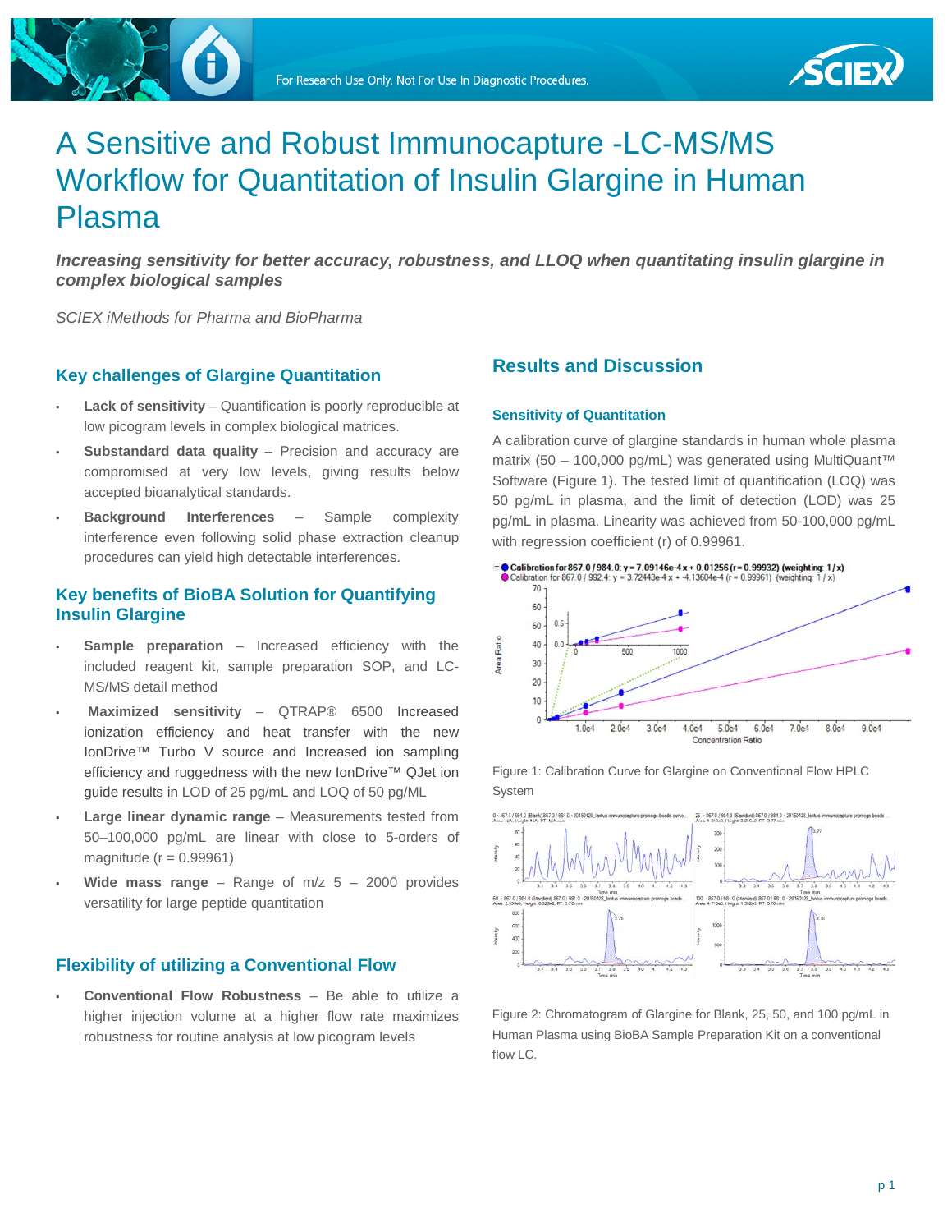# A Sensitive and Robust Immunocapture -LC-MS/MS Workflow for Quantitation of Insulin Glargine in Human Plasma

***Increasing sensitivity for better accuracy, robustness, and LLOQ when quantitating insulin glargine in complex biological samples***

*SCIEX iMethods for Pharma and BioPharma*

## Key challenges of Glargine Quantitation

- **Lack of sensitivity** – Quantification is poorly reproducible at low picogram levels in complex biological matrices.
- **Substandard data quality** – Precision and accuracy are compromised at very low levels, giving results below accepted bioanalytical standards.
- **Background Interferences** – Sample complexity interference even following solid phase extraction cleanup procedures can yield high detectable interferences.

## Key benefits of BioBA Solution for Quantifying Insulin Glargine

- **Sample preparation** – Increased efficiency with the included reagent kit, sample preparation SOP, and LC-MS/MS detail method
- **Maximized sensitivity** – QTRAP® 6500 Increased ionization efficiency and heat transfer with the new IonDrive™ Turbo V source and Increased ion sampling efficiency and ruggedness with the new IonDrive™ QJet ion guide results in LOD of 25 pg/mL and LOQ of 50 pg/ML
- **Large linear dynamic range** – Measurements tested from 50–100,000 pg/mL are linear with close to 5-orders of magnitude (r = 0.99961)
- **Wide mass range** – Range of m/z 5 – 2000 provides versatility for large peptide quantitation

## Flexibility of utilizing a Conventional Flow

- **Conventional Flow Robustness** – Be able to utilize a higher injection volume at a higher flow rate maximizes robustness for routine analysis at low picogram levels

## Results and Discussion

### Sensitivity of Quantitation

A calibration curve of glargine standards in human whole plasma matrix (50 – 100,000 pg/mL) was generated using MultiQuant™ Software (Figure 1). The tested limit of quantification (LOQ) was 50 pg/mL in plasma, and the limit of detection (LOD) was 25 pg/mL in plasma. Linearity was achieved from 50-100,000 pg/mL with regression coefficient (r) of 0.99961.

Figure 1: Calibration Curve for Glargine on Conventional Flow HPLC System

Figure 2: Chromatogram of Glargine for Blank, 25, 50, and 100 pg/mL in Human Plasma using BioBA Sample Preparation Kit on a conventional flow LC.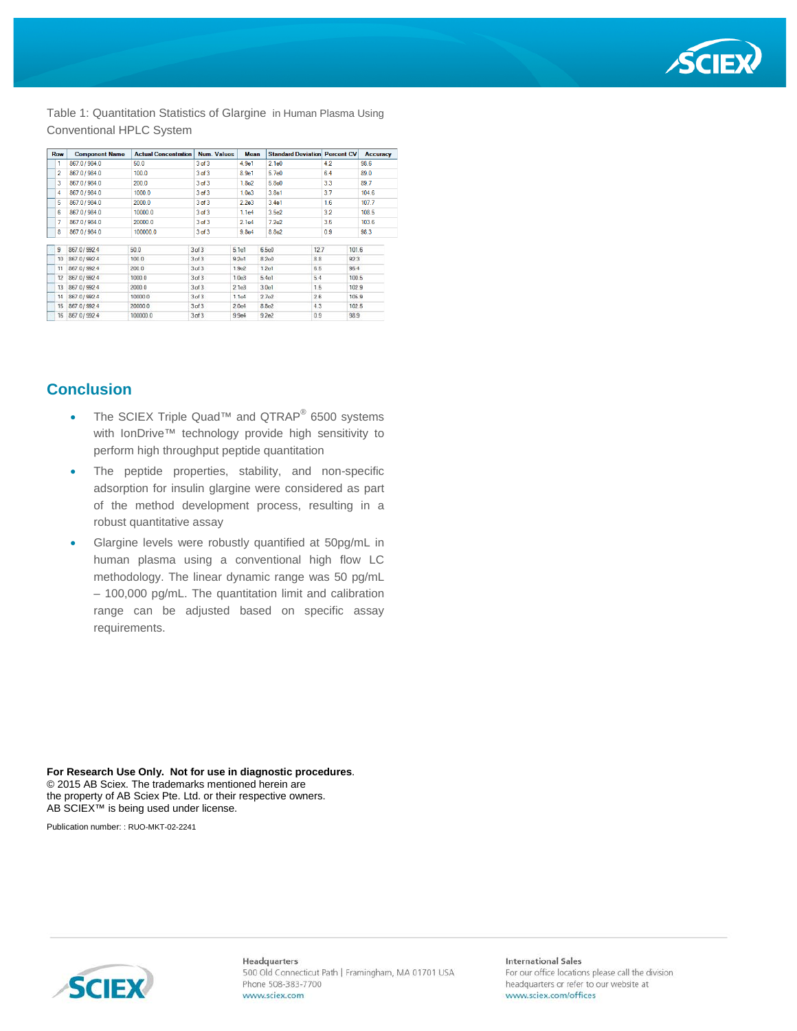Table 1: Quantitation Statistics of Glargine in Human Plasma Using Conventional HPLC System

| Row | Component Name | Actual Concentration | Num. Values | Mean | Standard Deviation | Percent CV | Accuracy |
|---|---|---|---|---|---|---|---|
| 1 | 867.0 / 984.0 | 50.0 | 3 of 3 | 4.9e1 | 2.1e0 | 4.2 | 98.6 |
| 2 | 867.0 / 984.0 | 100.0 | 3 of 3 | 8.9e1 | 5.7e0 | 6.4 | 89.0 |
| 3 | 867.0 / 984.0 | 200.0 | 3 of 3 | 1.8e2 | 5.8e0 | 3.3 | 89.7 |
| 4 | 867.0 / 984.0 | 1000.0 | 3 of 3 | 1.0e3 | 3.8e1 | 3.7 | 104.6 |
| 5 | 867.0 / 984.0 | 2000.0 | 3 of 3 | 2.2e3 | 3.4e1 | 1.6 | 107.7 |
| 6 | 867.0 / 984.0 | 10000.0 | 3 of 3 | 1.1e4 | 3.5e2 | 3.2 | 108.5 |
| 7 | 867.0 / 984.0 | 20000.0 | 3 of 3 | 2.1e4 | 7.2e2 | 3.5 | 103.6 |
| 8 | 867.0 / 984.0 | 100000.0 | 3 of 3 | 9.8e4 | 8.8e2 | 0.9 | 98.3 |
| 9 | 867.0 / 992.4 | 50.0 | 3 of 3 | 5.1e1 | 6.5e0 | 12.7 | 101.6 |
| 10 | 867.0 / 992.4 | 100.0 | 3 of 3 | 9.2e1 | 8.2e0 | 8.8 | 92.3 |
| 11 | 867.0 / 992.4 | 200.0 | 3 of 3 | 1.9e2 | 1.2e1 | 6.5 | 95.4 |
| 12 | 867.0 / 992.4 | 1000.0 | 3 of 3 | 1.0e3 | 5.4e1 | 5.4 | 100.5 |
| 13 | 867.0 / 992.4 | 2000.0 | 3 of 3 | 2.1e3 | 3.0e1 | 1.5 | 102.9 |
| 14 | 867.0 / 992.4 | 10000.0 | 3 of 3 | 1.1e4 | 2.7e2 | 2.6 | 105.9 |
| 15 | 867.0 / 992.4 | 20000.0 | 3 of 3 | 2.0e4 | 8.8e2 | 4.3 | 102.5 |
| 16 | 867.0 / 992.4 | 100000.0 | 3 of 3 | 9.9e4 | 9.2e2 | 0.9 | 98.9 |

## Conclusion

- The SCIEX Triple Quad™ and QTRAP® 6500 systems with IonDrive™ technology provide high sensitivity to perform high throughput peptide quantitation
- The peptide properties, stability, and non-specific adsorption for insulin glargine were considered as part of the method development process, resulting in a robust quantitative assay
- Glargine levels were robustly quantified at 50pg/mL in human plasma using a conventional high flow LC methodology. The linear dynamic range was 50 pg/mL – 100,000 pg/mL. The quantitation limit and calibration range can be adjusted based on specific assay requirements.

**For Research Use Only. Not for use in diagnostic procedures.**
© 2015 AB Sciex. The trademarks mentioned herein are the property of AB Sciex Pte. Ltd. or their respective owners. AB SCIEX™ is being used under license.

Publication number: : RUO-MKT-02-2241

Headquarters
500 Old Connecticut Path | Framingham, MA 01701 USA
Phone 508-383-7700
www.sciex.com

International Sales
For our office locations please call the division headquarters or refer to our website at
www.sciex.com/offices